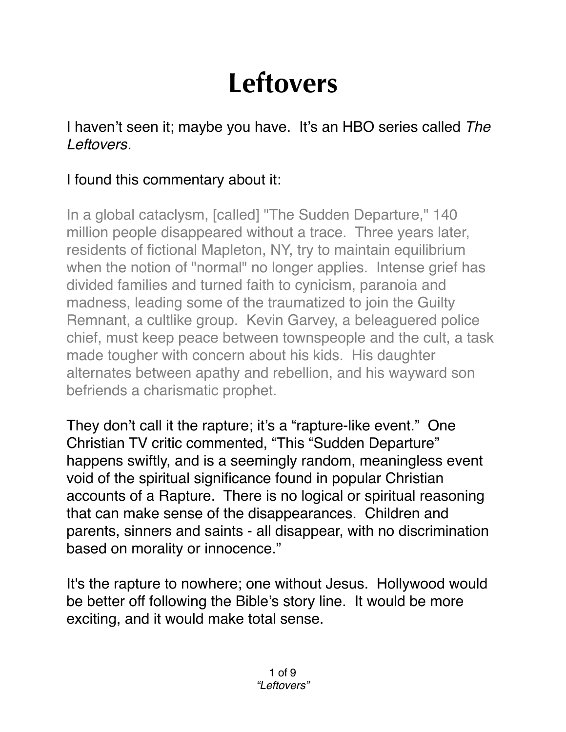# Leftovers

I haven't seen it; maybe you have. It's an HBO series called *The Leftovers.*

I found this commentary about it:

> In a global cataclysm, [called] "The Sudden Departure," 140 million people disappeared without a trace. Three years later, residents of fictional Mapleton, NY, try to maintain equilibrium when the notion of "normal" no longer applies. Intense grief has divided families and turned faith to cynicism, paranoia and madness, leading some of the traumatized to join the Guilty Remnant, a cultlike group. Kevin Garvey, a beleaguered police chief, must keep peace between townspeople and the cult, a task made tougher with concern about his kids. His daughter alternates between apathy and rebellion, and his wayward son befriends a charismatic prophet.

They don't call it the rapture; it's a "rapture-like event." One Christian TV critic commented, "This "Sudden Departure" happens swiftly, and is a seemingly random, meaningless event void of the spiritual significance found in popular Christian accounts of a Rapture. There is no logical or spiritual reasoning that can make sense of the disappearances. Children and parents, sinners and saints - all disappear, with no discrimination based on morality or innocence."

It's the rapture to nowhere; one without Jesus. Hollywood would be better off following the Bible's story line. It would be more exciting, and it would make total sense.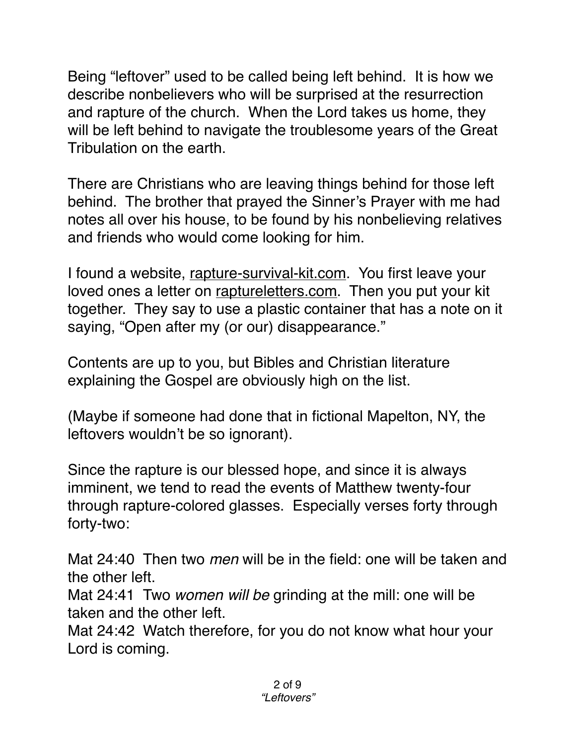Being “leftover” used to be called being left behind. It is how we describe nonbelievers who will be surprised at the resurrection and rapture of the church. When the Lord takes us home, they will be left behind to navigate the troublesome years of the Great Tribulation on the earth.

There are Christians who are leaving things behind for those left behind. The brother that prayed the Sinner’s Prayer with me had notes all over his house, to be found by his nonbelieving relatives and friends who would come looking for him.

I found a website, rapture-survival-kit.com. You first leave your loved ones a letter on raptureletters.com. Then you put your kit together. They say to use a plastic container that has a note on it saying, “Open after my (or our) disappearance.”

Contents are up to you, but Bibles and Christian literature explaining the Gospel are obviously high on the list.

(Maybe if someone had done that in fictional Mapelton, NY, the leftovers wouldn’t be so ignorant).

Since the rapture is our blessed hope, and since it is always imminent, we tend to read the events of Matthew twenty-four through rapture-colored glasses. Especially verses forty through forty-two:

Mat 24:40 Then two *men* will be in the field: one will be taken and the other left.
Mat 24:41 Two *women will be* grinding at the mill: one will be taken and the other left.
Mat 24:42 Watch therefore, for you do not know what hour your Lord is coming.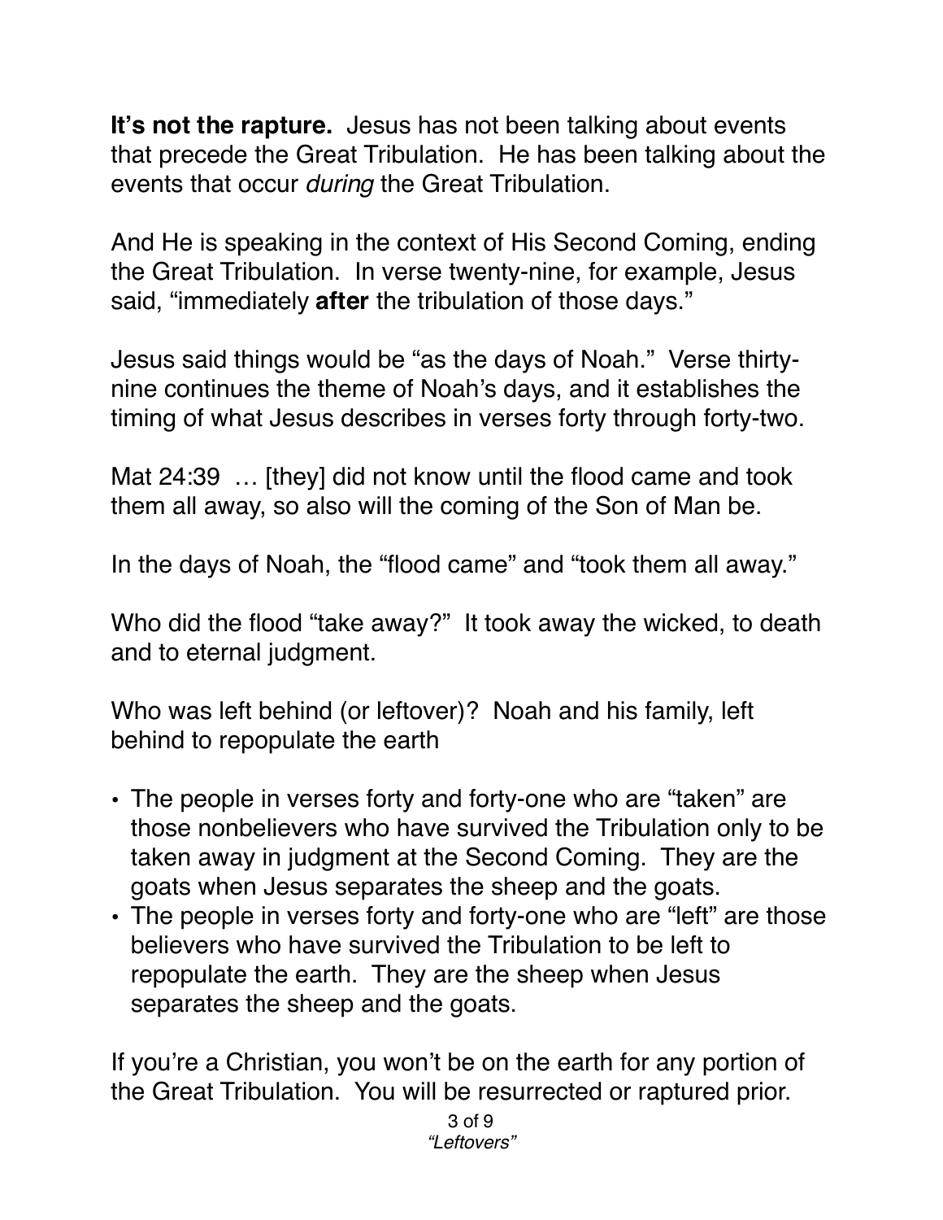**It's not the rapture.** Jesus has not been talking about events that precede the Great Tribulation. He has been talking about the events that occur *during* the Great Tribulation.

And He is speaking in the context of His Second Coming, ending the Great Tribulation. In verse twenty-nine, for example, Jesus said, "immediately **after** the tribulation of those days."

Jesus said things would be "as the days of Noah." Verse thirty-nine continues the theme of Noah's days, and it establishes the timing of what Jesus describes in verses forty through forty-two.

Mat 24:39 … [they] did not know until the flood came and took them all away, so also will the coming of the Son of Man be.

In the days of Noah, the "flood came" and "took them all away."

Who did the flood "take away?" It took away the wicked, to death and to eternal judgment.

Who was left behind (or leftover)? Noah and his family, left behind to repopulate the earth

- The people in verses forty and forty-one who are "taken" are those nonbelievers who have survived the Tribulation only to be taken away in judgment at the Second Coming. They are the goats when Jesus separates the sheep and the goats.
- The people in verses forty and forty-one who are "left" are those believers who have survived the Tribulation to be left to repopulate the earth. They are the sheep when Jesus separates the sheep and the goats.

If you're a Christian, you won't be on the earth for any portion of the Great Tribulation. You will be resurrected or raptured prior.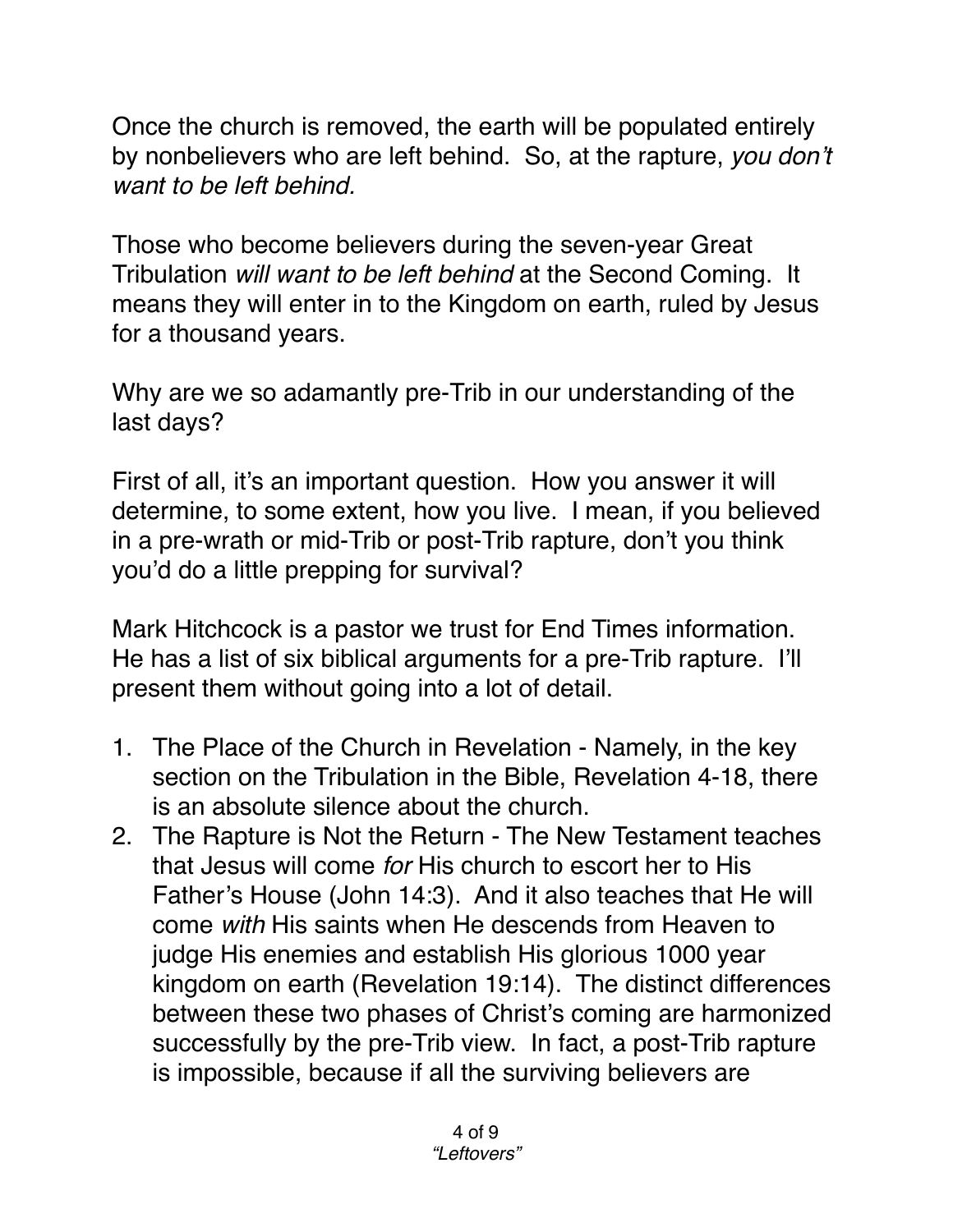Once the church is removed, the earth will be populated entirely by nonbelievers who are left behind. So, at the rapture, *you don't want to be left behind.*

Those who become believers during the seven-year Great Tribulation *will want to be left behind* at the Second Coming. It means they will enter in to the Kingdom on earth, ruled by Jesus for a thousand years.

Why are we so adamantly pre-Trib in our understanding of the last days?

First of all, it's an important question. How you answer it will determine, to some extent, how you live. I mean, if you believed in a pre-wrath or mid-Trib or post-Trib rapture, don't you think you'd do a little prepping for survival?

Mark Hitchcock is a pastor we trust for End Times information. He has a list of six biblical arguments for a pre-Trib rapture. I'll present them without going into a lot of detail.

1. The Place of the Church in Revelation - Namely, in the key section on the Tribulation in the Bible, Revelation 4-18, there is an absolute silence about the church.
2. The Rapture is Not the Return - The New Testament teaches that Jesus will come *for* His church to escort her to His Father's House (John 14:3). And it also teaches that He will come *with* His saints when He descends from Heaven to judge His enemies and establish His glorious 1000 year kingdom on earth (Revelation 19:14). The distinct differences between these two phases of Christ's coming are harmonized successfully by the pre-Trib view. In fact, a post-Trib rapture is impossible, because if all the surviving believers are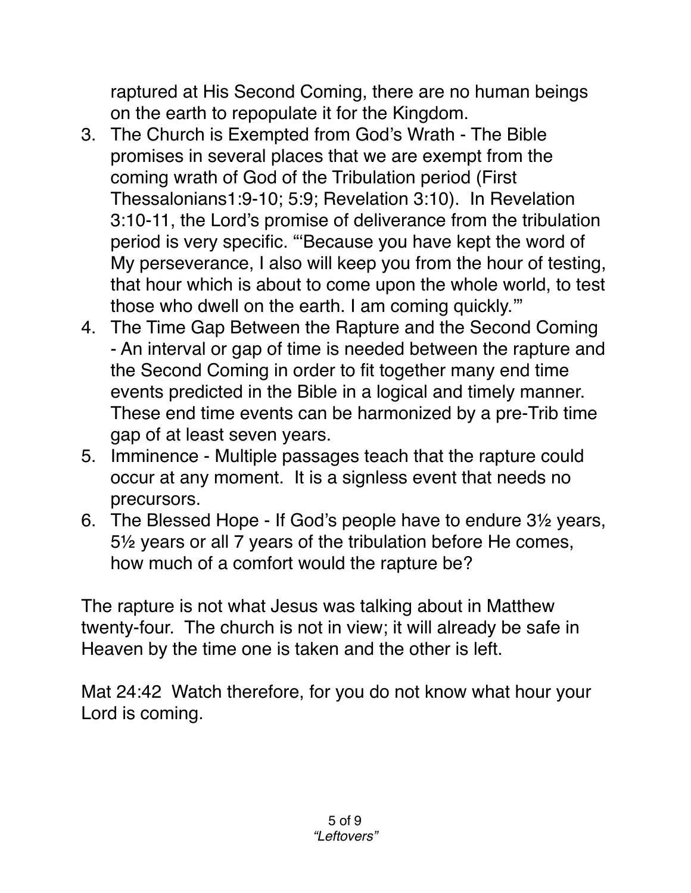raptured at His Second Coming, there are no human beings on the earth to repopulate it for the Kingdom.

3. The Church is Exempted from God's Wrath - The Bible promises in several places that we are exempt from the coming wrath of God of the Tribulation period (First Thessalonians1:9-10; 5:9; Revelation 3:10). In Revelation 3:10-11, the Lord's promise of deliverance from the tribulation period is very specific. "'Because you have kept the word of My perseverance, I also will keep you from the hour of testing, that hour which is about to come upon the whole world, to test those who dwell on the earth. I am coming quickly.'"
4. The Time Gap Between the Rapture and the Second Coming - An interval or gap of time is needed between the rapture and the Second Coming in order to fit together many end time events predicted in the Bible in a logical and timely manner. These end time events can be harmonized by a pre-Trib time gap of at least seven years.
5. Imminence - Multiple passages teach that the rapture could occur at any moment. It is a signless event that needs no precursors.
6. The Blessed Hope - If God's people have to endure 3½ years, 5½ years or all 7 years of the tribulation before He comes, how much of a comfort would the rapture be?

The rapture is not what Jesus was talking about in Matthew twenty-four. The church is not in view; it will already be safe in Heaven by the time one is taken and the other is left.

Mat 24:42 Watch therefore, for you do not know what hour your Lord is coming.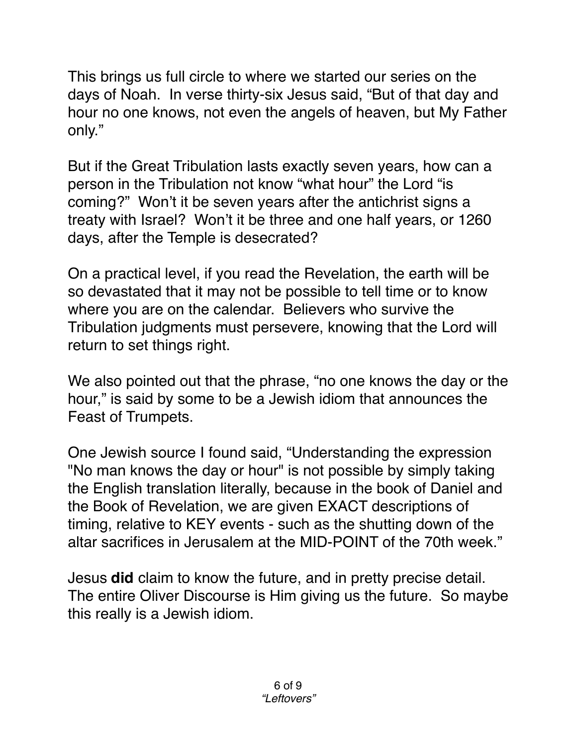This brings us full circle to where we started our series on the days of Noah. In verse thirty-six Jesus said, “But of that day and hour no one knows, not even the angels of heaven, but My Father only.”

But if the Great Tribulation lasts exactly seven years, how can a person in the Tribulation not know “what hour” the Lord “is coming?” Won’t it be seven years after the antichrist signs a treaty with Israel? Won’t it be three and one half years, or 1260 days, after the Temple is desecrated?

On a practical level, if you read the Revelation, the earth will be so devastated that it may not be possible to tell time or to know where you are on the calendar. Believers who survive the Tribulation judgments must persevere, knowing that the Lord will return to set things right.

We also pointed out that the phrase, “no one knows the day or the hour,” is said by some to be a Jewish idiom that announces the Feast of Trumpets.

One Jewish source I found said, “Understanding the expression "No man knows the day or hour" is not possible by simply taking the English translation literally, because in the book of Daniel and the Book of Revelation, we are given EXACT descriptions of timing, relative to KEY events - such as the shutting down of the altar sacrifices in Jerusalem at the MID-POINT of the 70th week.”

Jesus **did** claim to know the future, and in pretty precise detail. The entire Oliver Discourse is Him giving us the future. So maybe this really is a Jewish idiom.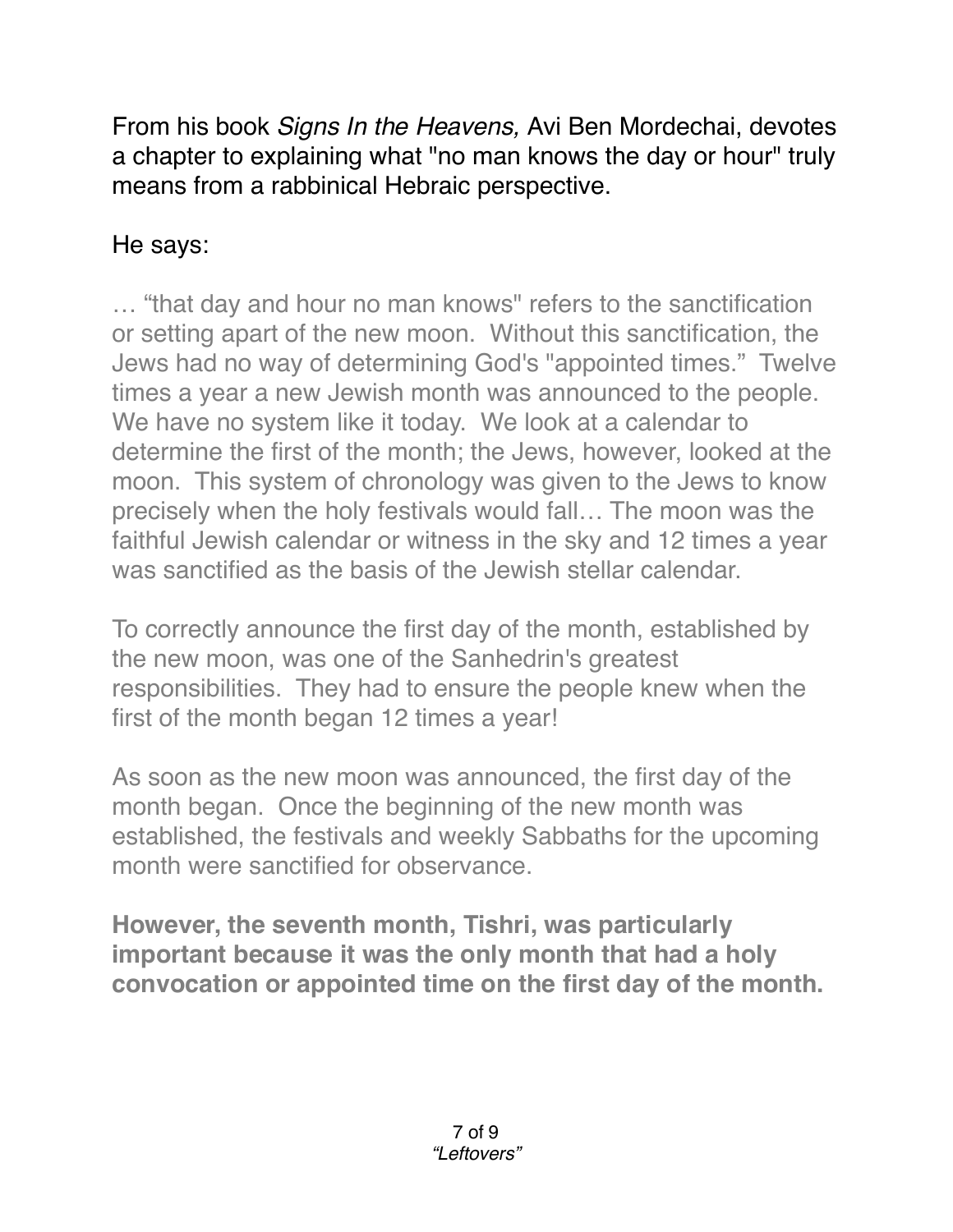From his book *Signs In the Heavens,* Avi Ben Mordechai, devotes a chapter to explaining what "no man knows the day or hour" truly means from a rabbinical Hebraic perspective.

He says:

… “that day and hour no man knows" refers to the sanctification or setting apart of the new moon. Without this sanctification, the Jews had no way of determining God's "appointed times.” Twelve times a year a new Jewish month was announced to the people. We have no system like it today. We look at a calendar to determine the first of the month; the Jews, however, looked at the moon. This system of chronology was given to the Jews to know precisely when the holy festivals would fall… The moon was the faithful Jewish calendar or witness in the sky and 12 times a year was sanctified as the basis of the Jewish stellar calendar.

To correctly announce the first day of the month, established by the new moon, was one of the Sanhedrin's greatest responsibilities. They had to ensure the people knew when the first of the month began 12 times a year!

As soon as the new moon was announced, the first day of the month began. Once the beginning of the new month was established, the festivals and weekly Sabbaths for the upcoming month were sanctified for observance.

**However, the seventh month, Tishri, was particularly important because it was the only month that had a holy convocation or appointed time on the first day of the month.**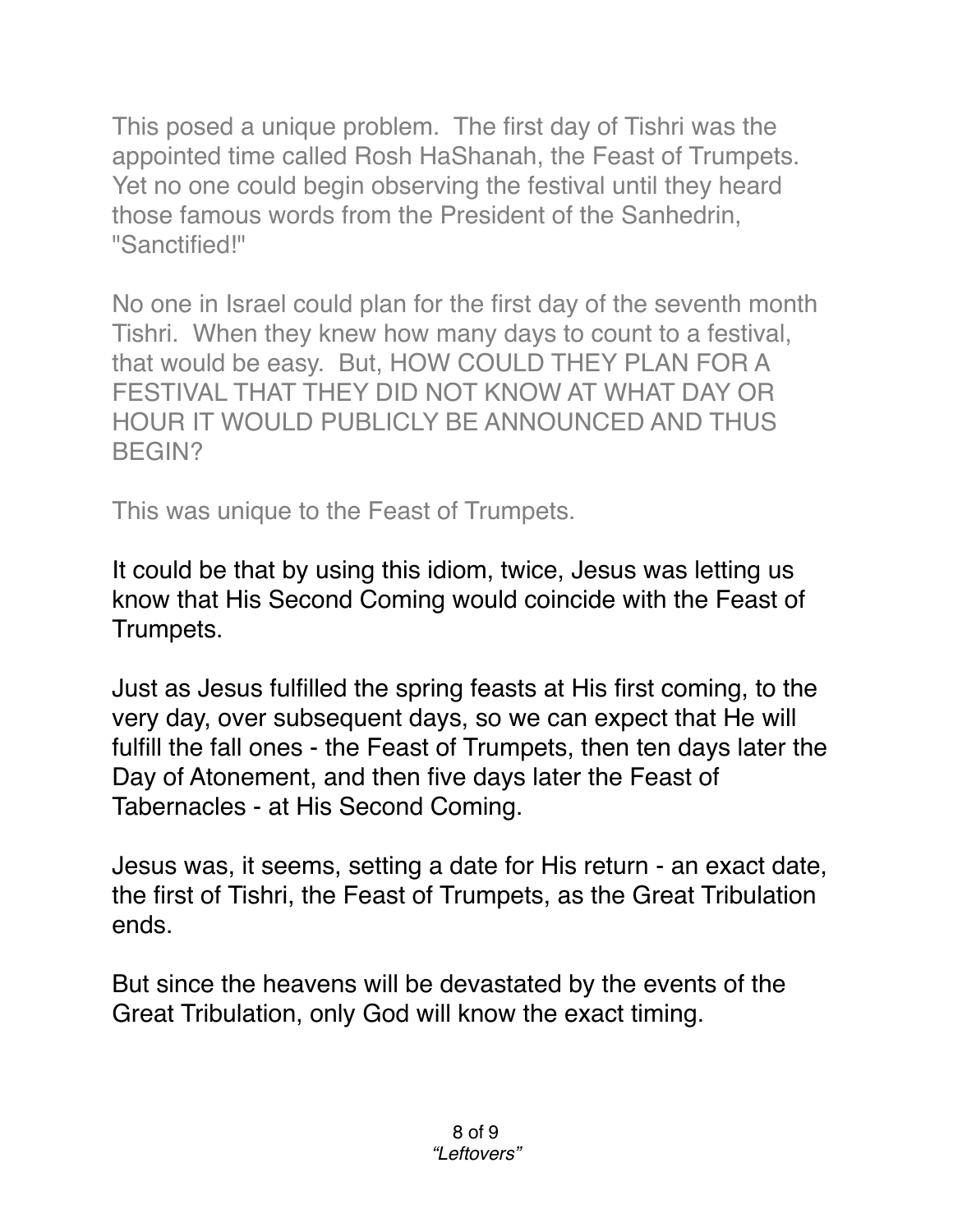This posed a unique problem. The first day of Tishri was the appointed time called Rosh HaShanah, the Feast of Trumpets. Yet no one could begin observing the festival until they heard those famous words from the President of the Sanhedrin, "Sanctified!"

No one in Israel could plan for the first day of the seventh month Tishri. When they knew how many days to count to a festival, that would be easy. But, HOW COULD THEY PLAN FOR A FESTIVAL THAT THEY DID NOT KNOW AT WHAT DAY OR HOUR IT WOULD PUBLICLY BE ANNOUNCED AND THUS BEGIN?

This was unique to the Feast of Trumpets.

It could be that by using this idiom, twice, Jesus was letting us know that His Second Coming would coincide with the Feast of Trumpets.

Just as Jesus fulfilled the spring feasts at His first coming, to the very day, over subsequent days, so we can expect that He will fulfill the fall ones - the Feast of Trumpets, then ten days later the Day of Atonement, and then five days later the Feast of Tabernacles - at His Second Coming.

Jesus was, it seems, setting a date for His return - an exact date, the first of Tishri, the Feast of Trumpets, as the Great Tribulation ends.

But since the heavens will be devastated by the events of the Great Tribulation, only God will know the exact timing.